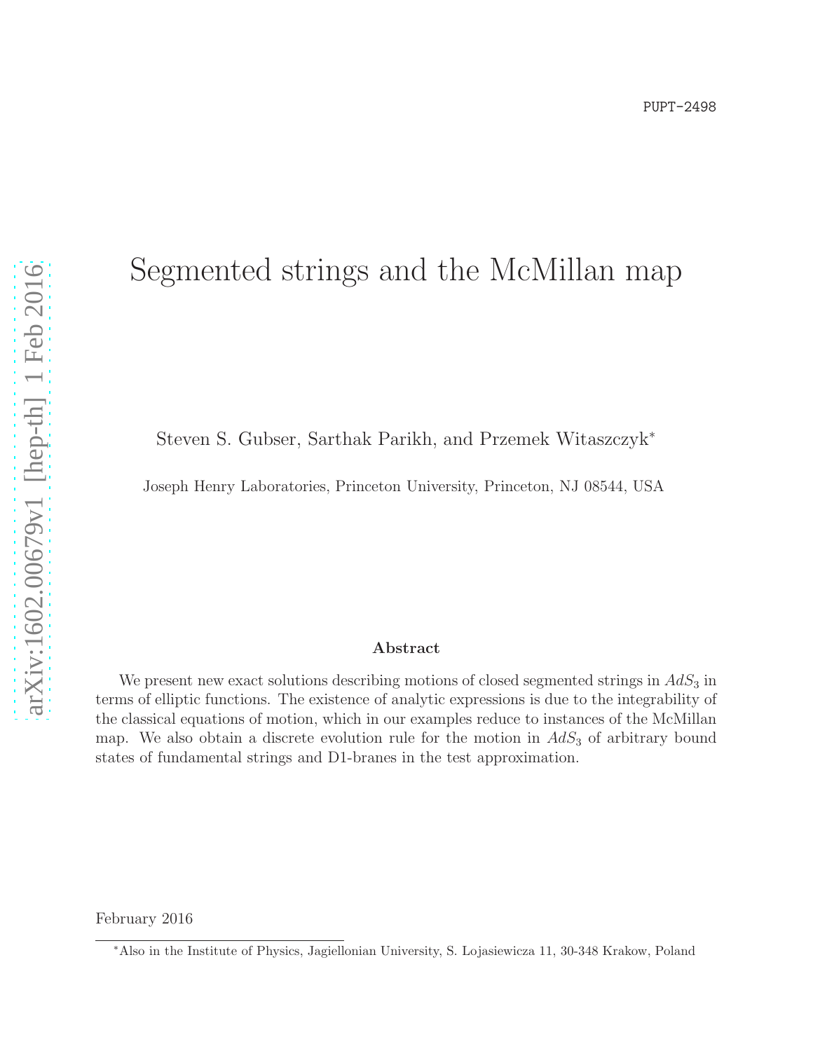PUPT-2498

# Segmented strings and the McMillan map

Steven S. Gubser, Sarthak Parikh, and Przemek Witaszczyk*

Joseph Henry Laboratories, Princeton University, Princeton, NJ 08544, USA

### Abstract

We present new exact solutions describing motions of closed segmented strings in $AdS_3$ in terms of elliptic functions. The existence of analytic expressions is due to the integrability of the classical equations of motion, which in our examples reduce to instances of the McMillan map. We also obtain a discrete evolution rule for the motion in $AdS_3$ of arbitrary bound states of fundamental strings and D1-branes in the test approximation.

February 2016

*Also in the Institute of Physics, Jagiellonian University, S. Lojasiewicza 11, 30-348 Krakow, Poland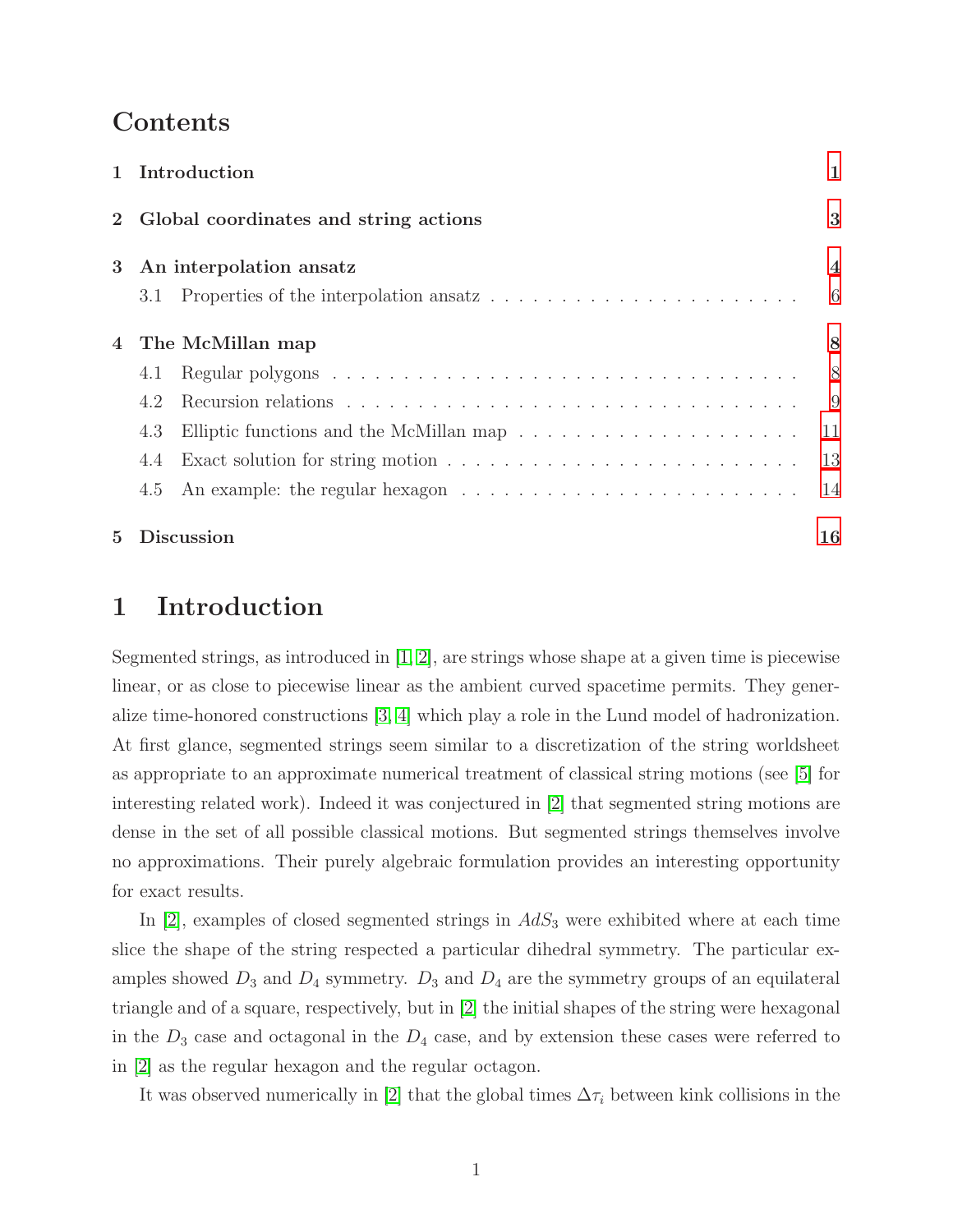# Contents

**1 Introduction** 1

**2 Global coordinates and string actions** 3

**3 An interpolation ansatz** 4

3.1 Properties of the interpolation ansatz . . . . . 6

**4 The McMillan map** 8

4.1 Regular polygons . . . . . 8

4.2 Recursion relations . . . . . 9

4.3 Elliptic functions and the McMillan map . . . . . 11

4.4 Exact solution for string motion . . . . . 13

4.5 An example: the regular hexagon . . . . . 14

**5 Discussion** 16

# 1 Introduction

Segmented strings, as introduced in [1, 2], are strings whose shape at a given time is piecewise linear, or as close to piecewise linear as the ambient curved spacetime permits. They generalize time-honored constructions [3, 4] which play a role in the Lund model of hadronization. At first glance, segmented strings seem similar to a discretization of the string worldsheet as appropriate to an approximate numerical treatment of classical string motions (see [5] for interesting related work). Indeed it was conjectured in [2] that segmented string motions are dense in the set of all possible classical motions. But segmented strings themselves involve no approximations. Their purely algebraic formulation provides an interesting opportunity for exact results.

In [2], examples of closed segmented strings in $AdS_3$ were exhibited where at each time slice the shape of the string respected a particular dihedral symmetry. The particular examples showed $D_3$ and $D_4$ symmetry. $D_3$ and $D_4$ are the symmetry groups of an equilateral triangle and of a square, respectively, but in [2] the initial shapes of the string were hexagonal in the $D_3$ case and octagonal in the $D_4$ case, and by extension these cases were referred to in [2] as the regular hexagon and the regular octagon.

It was observed numerically in [2] that the global times $\Delta\tau_i$ between kink collisions in the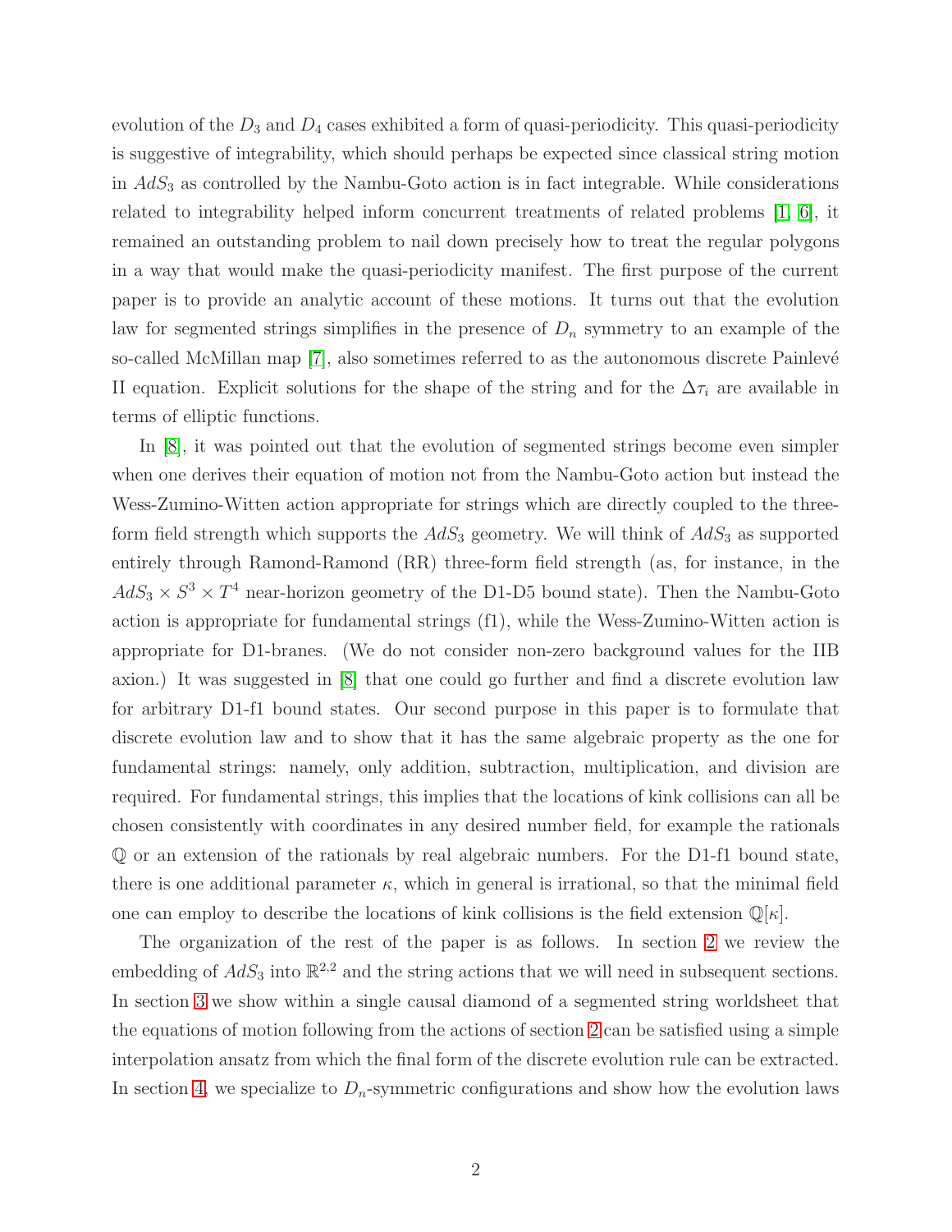evolution of the $D_3$ and $D_4$ cases exhibited a form of quasi-periodicity. This quasi-periodicity is suggestive of integrability, which should perhaps be expected since classical string motion in $AdS_3$ as controlled by the Nambu-Goto action is in fact integrable. While considerations related to integrability helped inform concurrent treatments of related problems [1, 6], it remained an outstanding problem to nail down precisely how to treat the regular polygons in a way that would make the quasi-periodicity manifest. The first purpose of the current paper is to provide an analytic account of these motions. It turns out that the evolution law for segmented strings simplifies in the presence of $D_n$ symmetry to an example of the so-called McMillan map [7], also sometimes referred to as the autonomous discrete Painlevé II equation. Explicit solutions for the shape of the string and for the $\Delta\tau_i$ are available in terms of elliptic functions.

In [8], it was pointed out that the evolution of segmented strings become even simpler when one derives their equation of motion not from the Nambu-Goto action but instead the Wess-Zumino-Witten action appropriate for strings which are directly coupled to the three-form field strength which supports the $AdS_3$ geometry. We will think of $AdS_3$ as supported entirely through Ramond-Ramond (RR) three-form field strength (as, for instance, in the $AdS_3 \times S^3 \times T^4$ near-horizon geometry of the D1-D5 bound state). Then the Nambu-Goto action is appropriate for fundamental strings (f1), while the Wess-Zumino-Witten action is appropriate for D1-branes. (We do not consider non-zero background values for the IIB axion.) It was suggested in [8] that one could go further and find a discrete evolution law for arbitrary D1-f1 bound states. Our second purpose in this paper is to formulate that discrete evolution law and to show that it has the same algebraic property as the one for fundamental strings: namely, only addition, subtraction, multiplication, and division are required. For fundamental strings, this implies that the locations of kink collisions can all be chosen consistently with coordinates in any desired number field, for example the rationals $\mathbb{Q}$ or an extension of the rationals by real algebraic numbers. For the D1-f1 bound state, there is one additional parameter $\kappa$, which in general is irrational, so that the minimal field one can employ to describe the locations of kink collisions is the field extension $\mathbb{Q}[\kappa]$.

The organization of the rest of the paper is as follows. In section 2 we review the embedding of $AdS_3$ into $\mathbb{R}^{2,2}$ and the string actions that we will need in subsequent sections. In section 3 we show within a single causal diamond of a segmented string worldsheet that the equations of motion following from the actions of section 2 can be satisfied using a simple interpolation ansatz from which the final form of the discrete evolution rule can be extracted. In section 4, we specialize to $D_n$-symmetric configurations and show how the evolution laws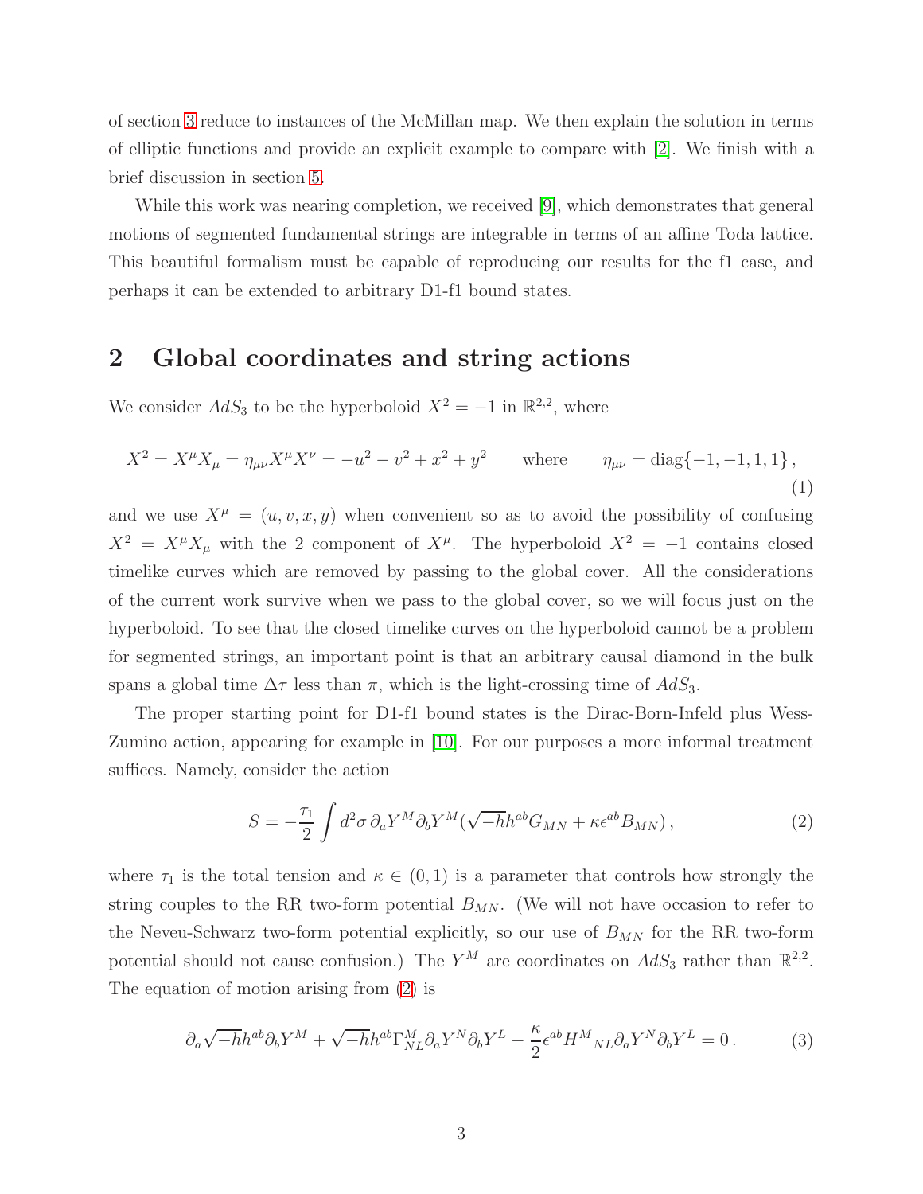of section 3 reduce to instances of the McMillan map. We then explain the solution in terms of elliptic functions and provide an explicit example to compare with [2]. We finish with a brief discussion in section 5.

While this work was nearing completion, we received [9], which demonstrates that general motions of segmented fundamental strings are integrable in terms of an affine Toda lattice. This beautiful formalism must be capable of reproducing our results for the f1 case, and perhaps it can be extended to arbitrary D1-f1 bound states.

## 2 Global coordinates and string actions

We consider $AdS_3$ to be the hyperboloid $X^2 = -1$ in $\mathbb{R}^{2,2}$, where

$$X^2 = X^\mu X_\mu = \eta_{\mu\nu} X^\mu X^\nu = -u^2 - v^2 + x^2 + y^2 \qquad \text{where} \qquad \eta_{\mu\nu} = \text{diag}\{-1,-1,1,1\}\,, \tag{1}$$

and we use $X^\mu = (u, v, x, y)$ when convenient so as to avoid the possibility of confusing $X^2 = X^\mu X_\mu$ with the 2 component of $X^\mu$. The hyperboloid $X^2 = -1$ contains closed timelike curves which are removed by passing to the global cover. All the considerations of the current work survive when we pass to the global cover, so we will focus just on the hyperboloid. To see that the closed timelike curves on the hyperboloid cannot be a problem for segmented strings, an important point is that an arbitrary causal diamond in the bulk spans a global time $\Delta\tau$ less than $\pi$, which is the light-crossing time of $AdS_3$.

The proper starting point for D1-f1 bound states is the Dirac-Born-Infeld plus Wess-Zumino action, appearing for example in [10]. For our purposes a more informal treatment suffices. Namely, consider the action

$$S = -\frac{\tau_1}{2} \int d^2\sigma\, \partial_a Y^M \partial_b Y^M (\sqrt{-h} h^{ab} G_{MN} + \kappa \epsilon^{ab} B_{MN})\,, \tag{2}$$

where $\tau_1$ is the total tension and $\kappa \in (0, 1)$ is a parameter that controls how strongly the string couples to the RR two-form potential $B_{MN}$. (We will not have occasion to refer to the Neveu-Schwarz two-form potential explicitly, so our use of $B_{MN}$ for the RR two-form potential should not cause confusion.) The $Y^M$ are coordinates on $AdS_3$ rather than $\mathbb{R}^{2,2}$. The equation of motion arising from (2) is

$$\partial_a \sqrt{-h} h^{ab} \partial_b Y^M + \sqrt{-h} h^{ab} \Gamma^M_{NL} \partial_a Y^N \partial_b Y^L - \frac{\kappa}{2} \epsilon^{ab} H^M{}_{NL} \partial_a Y^N \partial_b Y^L = 0\,. \tag{3}$$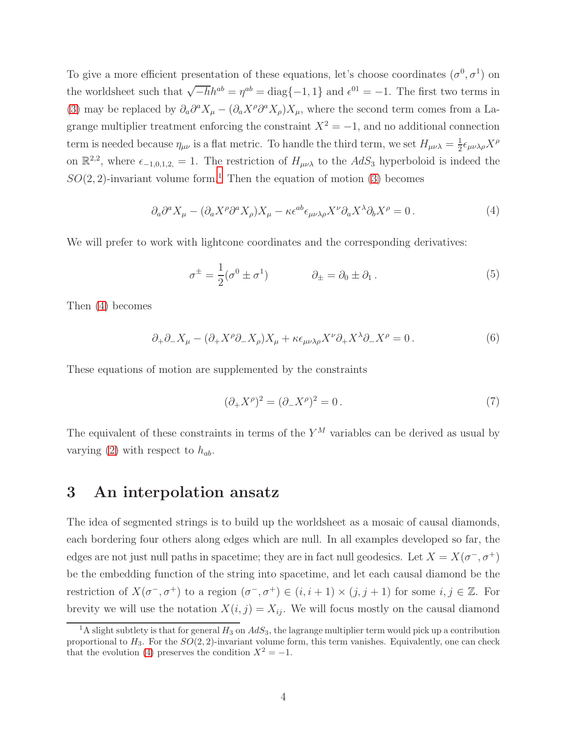To give a more efficient presentation of these equations, let's choose coordinates $(\sigma^0, \sigma^1)$ on the worldsheet such that $\sqrt{-h}h^{ab} = \eta^{ab} = \text{diag}\{-1, 1\}$ and $\epsilon^{01} = -1$. The first two terms in (3) may be replaced by $\partial_a \partial^a X_\mu - (\partial_a X^\rho \partial^a X_\rho) X_\mu$, where the second term comes from a Lagrange multiplier treatment enforcing the constraint $X^2 = -1$, and no additional connection term is needed because $\eta_{\mu\nu}$ is a flat metric. To handle the third term, we set $H_{\mu\nu\lambda} = \frac{1}{2}\epsilon_{\mu\nu\lambda\rho} X^\rho$ on $\mathbb{R}^{2,2}$, where $\epsilon_{-1,0,1,2,} = 1$. The restriction of $H_{\mu\nu\lambda}$ to the $AdS_3$ hyperboloid is indeed the $SO(2,2)$-invariant volume form.[1] Then the equation of motion (3) becomes

$$\partial_a \partial^a X_\mu - (\partial_a X^\rho \partial^a X_\rho) X_\mu - \kappa \epsilon^{ab} \epsilon_{\mu\nu\lambda\rho} X^\nu \partial_a X^\lambda \partial_b X^\rho = 0\,. \tag{4}$$

We will prefer to work with lightcone coordinates and the corresponding derivatives:

$$\sigma^\pm = \frac{1}{2}(\sigma^0 \pm \sigma^1) \qquad\qquad \partial_\pm = \partial_0 \pm \partial_1\,. \tag{5}$$

Then (4) becomes

$$\partial_+ \partial_- X_\mu - (\partial_+ X^\rho \partial_- X_\rho) X_\mu + \kappa \epsilon_{\mu\nu\lambda\rho} X^\nu \partial_+ X^\lambda \partial_- X^\rho = 0\,. \tag{6}$$

These equations of motion are supplemented by the constraints

$$(\partial_+ X^\rho)^2 = (\partial_- X^\rho)^2 = 0\,. \tag{7}$$

The equivalent of these constraints in terms of the $Y^M$ variables can be derived as usual by varying (2) with respect to $h_{ab}$.

# 3 An interpolation ansatz

The idea of segmented strings is to build up the worldsheet as a mosaic of causal diamonds, each bordering four others along edges which are null. In all examples developed so far, the edges are not just null paths in spacetime; they are in fact null geodesics. Let $X = X(\sigma^-, \sigma^+)$ be the embedding function of the string into spacetime, and let each causal diamond be the restriction of $X(\sigma^-, \sigma^+)$ to a region $(\sigma^-, \sigma^+) \in (i, i+1) \times (j, j+1)$ for some $i, j \in \mathbb{Z}$. For brevity we will use the notation $X(i, j) = X_{ij}$. We will focus mostly on the causal diamond

[1] A slight subtlety is that for general $H_3$ on $AdS_3$, the lagrange multiplier term would pick up a contribution proportional to $H_3$. For the $SO(2,2)$-invariant volume form, this term vanishes. Equivalently, one can check that the evolution (4) preserves the condition $X^2 = -1$.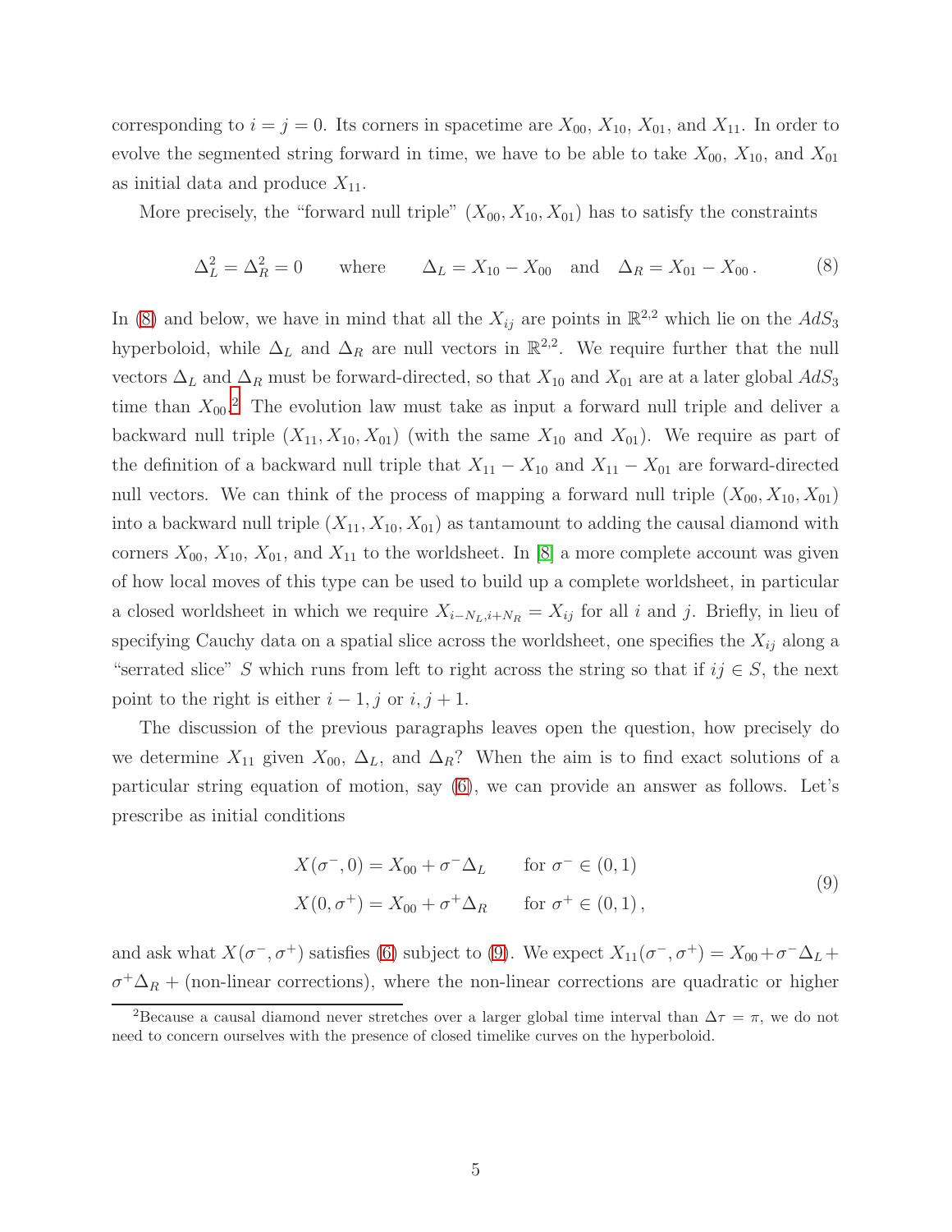corresponding to $i = j = 0$. Its corners in spacetime are $X_{00}$, $X_{10}$, $X_{01}$, and $X_{11}$. In order to evolve the segmented string forward in time, we have to be able to take $X_{00}$, $X_{10}$, and $X_{01}$ as initial data and produce $X_{11}$.

More precisely, the "forward null triple" $(X_{00}, X_{10}, X_{01})$ has to satisfy the constraints

$$\Delta_L^2 = \Delta_R^2 = 0 \qquad \text{where} \qquad \Delta_L = X_{10} - X_{00} \quad \text{and} \quad \Delta_R = X_{01} - X_{00} \, . \tag{8}$$

In (8) and below, we have in mind that all the $X_{ij}$ are points in $\mathbb{R}^{2,2}$ which lie on the $AdS_3$ hyperboloid, while $\Delta_L$ and $\Delta_R$ are null vectors in $\mathbb{R}^{2,2}$. We require further that the null vectors $\Delta_L$ and $\Delta_R$ must be forward-directed, so that $X_{10}$ and $X_{01}$ are at a later global $AdS_3$ time than $X_{00}$.[2] The evolution law must take as input a forward null triple and deliver a backward null triple $(X_{11}, X_{10}, X_{01})$ (with the same $X_{10}$ and $X_{01}$). We require as part of the definition of a backward null triple that $X_{11} - X_{10}$ and $X_{11} - X_{01}$ are forward-directed null vectors. We can think of the process of mapping a forward null triple $(X_{00}, X_{10}, X_{01})$ into a backward null triple $(X_{11}, X_{10}, X_{01})$ as tantamount to adding the causal diamond with corners $X_{00}$, $X_{10}$, $X_{01}$, and $X_{11}$ to the worldsheet. In [8] a more complete account was given of how local moves of this type can be used to build up a complete worldsheet, in particular a closed worldsheet in which we require $X_{i-N_L, i+N_R} = X_{ij}$ for all $i$ and $j$. Briefly, in lieu of specifying Cauchy data on a spatial slice across the worldsheet, one specifies the $X_{ij}$ along a "serrated slice" $S$ which runs from left to right across the string so that if $ij \in S$, the next point to the right is either $i-1, j$ or $i, j+1$.

The discussion of the previous paragraphs leaves open the question, how precisely do we determine $X_{11}$ given $X_{00}$, $\Delta_L$, and $\Delta_R$? When the aim is to find exact solutions of a particular string equation of motion, say (6), we can provide an answer as follows. Let's prescribe as initial conditions

$$\begin{aligned} X(\sigma^-, 0) &= X_{00} + \sigma^- \Delta_L \qquad \text{for } \sigma^- \in (0,1) \\ X(0, \sigma^+) &= X_{00} + \sigma^+ \Delta_R \qquad \text{for } \sigma^+ \in (0,1) \, , \end{aligned} \tag{9}$$

and ask what $X(\sigma^-, \sigma^+)$ satisfies (6) subject to (9). We expect $X_{11}(\sigma^-, \sigma^+) = X_{00} + \sigma^- \Delta_L + \sigma^+ \Delta_R +$ (non-linear corrections), where the non-linear corrections are quadratic or higher

[2] Because a causal diamond never stretches over a larger global time interval than $\Delta\tau = \pi$, we do not need to concern ourselves with the presence of closed timelike curves on the hyperboloid.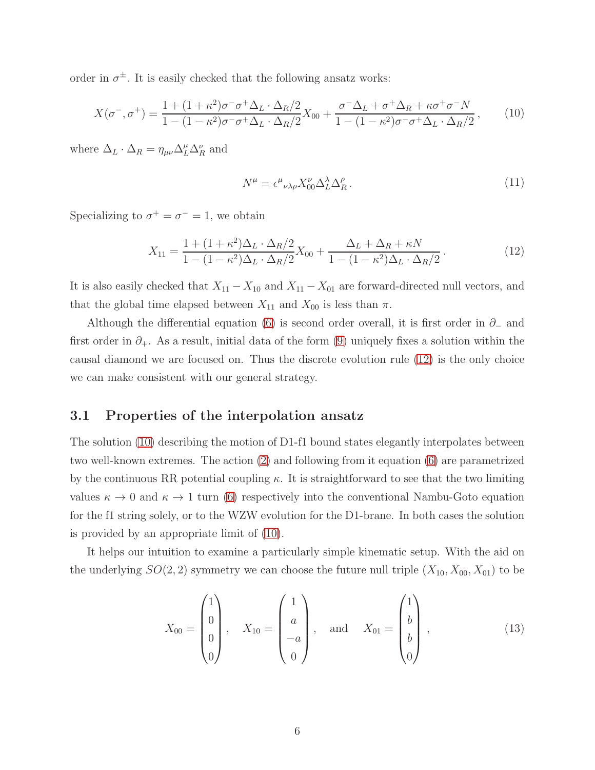order in $\sigma^{\pm}$. It is easily checked that the following ansatz works:

$$
X(\sigma^-, \sigma^+) = \frac{1 + (1+\kappa^2)\sigma^-\sigma^+ \Delta_L \cdot \Delta_R/2}{1 - (1-\kappa^2)\sigma^-\sigma^+ \Delta_L \cdot \Delta_R/2} X_{00} + \frac{\sigma^- \Delta_L + \sigma^+ \Delta_R + \kappa \sigma^+ \sigma^- N}{1 - (1-\kappa^2)\sigma^-\sigma^+ \Delta_L \cdot \Delta_R/2}, \tag{10}
$$

where $\Delta_L \cdot \Delta_R = \eta_{\mu\nu} \Delta_L^\mu \Delta_R^\nu$ and

$$
N^\mu = \epsilon^\mu{}_{\nu\lambda\rho} X_{00}^\nu \Delta_L^\lambda \Delta_R^\rho . \tag{11}
$$

Specializing to $\sigma^+ = \sigma^- = 1$, we obtain

$$
X_{11} = \frac{1 + (1+\kappa^2)\Delta_L \cdot \Delta_R/2}{1 - (1-\kappa^2)\Delta_L \cdot \Delta_R/2} X_{00} + \frac{\Delta_L + \Delta_R + \kappa N}{1 - (1-\kappa^2)\Delta_L \cdot \Delta_R/2} . \tag{12}
$$

It is also easily checked that $X_{11} - X_{10}$ and $X_{11} - X_{01}$ are forward-directed null vectors, and that the global time elapsed between $X_{11}$ and $X_{00}$ is less than $\pi$.

Although the differential equation (6) is second order overall, it is first order in $\partial_-$ and first order in $\partial_+$. As a result, initial data of the form (9) uniquely fixes a solution within the causal diamond we are focused on. Thus the discrete evolution rule (12) is the only choice we can make consistent with our general strategy.

## 3.1 Properties of the interpolation ansatz

The solution (10) describing the motion of D1-f1 bound states elegantly interpolates between two well-known extremes. The action (2) and following from it equation (6) are parametrized by the continuous RR potential coupling $\kappa$. It is straightforward to see that the two limiting values $\kappa \to 0$ and $\kappa \to 1$ turn (6) respectively into the conventional Nambu-Goto equation for the f1 string solely, or to the WZW evolution for the D1-brane. In both cases the solution is provided by an appropriate limit of (10).

It helps our intuition to examine a particularly simple kinematic setup. With the aid on the underlying $SO(2,2)$ symmetry we can choose the future null triple $(X_{10}, X_{00}, X_{01})$ to be

$$
X_{00} = \begin{pmatrix} 1 \\ 0 \\ 0 \\ 0 \end{pmatrix}, \quad X_{10} = \begin{pmatrix} 1 \\ a \\ -a \\ 0 \end{pmatrix}, \quad \text{and} \quad X_{01} = \begin{pmatrix} 1 \\ b \\ b \\ 0 \end{pmatrix}, \tag{13}
$$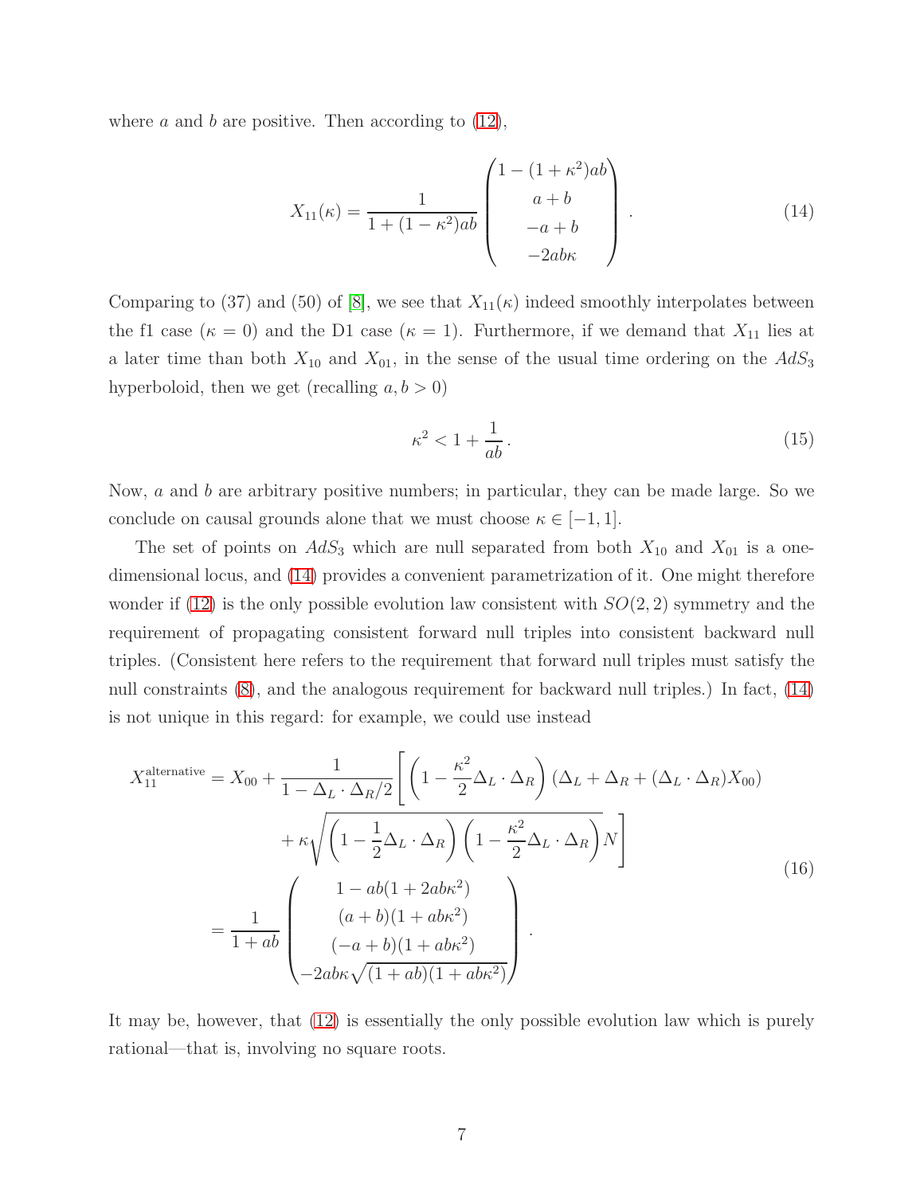where $a$ and $b$ are positive. Then according to (12),

$$X_{11}(\kappa) = \frac{1}{1+(1-\kappa^2)ab} \begin{pmatrix} 1-(1+\kappa^2)ab \\ a+b \\ -a+b \\ -2ab\kappa \end{pmatrix} . \tag{14}$$

Comparing to (37) and (50) of [8], we see that $X_{11}(\kappa)$ indeed smoothly interpolates between the f1 case ($\kappa = 0$) and the D1 case ($\kappa = 1$). Furthermore, if we demand that $X_{11}$ lies at a later time than both $X_{10}$ and $X_{01}$, in the sense of the usual time ordering on the $AdS_3$ hyperboloid, then we get (recalling $a, b > 0$)

$$\kappa^2 < 1 + \frac{1}{ab} . \tag{15}$$

Now, $a$ and $b$ are arbitrary positive numbers; in particular, they can be made large. So we conclude on causal grounds alone that we must choose $\kappa \in [-1, 1]$.

The set of points on $AdS_3$ which are null separated from both $X_{10}$ and $X_{01}$ is a one-dimensional locus, and (14) provides a convenient parametrization of it. One might therefore wonder if (12) is the only possible evolution law consistent with $SO(2, 2)$ symmetry and the requirement of propagating consistent forward null triples into consistent backward null triples. (Consistent here refers to the requirement that forward null triples must satisfy the null constraints (8), and the analogous requirement for backward null triples.) In fact, (14) is not unique in this regard: for example, we could use instead

$$\begin{aligned} X_{11}^{\text{alternative}} &= X_{00} + \frac{1}{1-\Delta_L \cdot \Delta_R/2} \Bigg[ \left(1 - \frac{\kappa^2}{2}\Delta_L \cdot \Delta_R\right) \left(\Delta_L + \Delta_R + (\Delta_L \cdot \Delta_R) X_{00}\right) \\ &\qquad + \kappa \sqrt{\left(1 - \frac{1}{2}\Delta_L \cdot \Delta_R\right)\left(1 - \frac{\kappa^2}{2}\Delta_L \cdot \Delta_R\right)} N \Bigg] \\ &= \frac{1}{1+ab} \begin{pmatrix} 1 - ab(1+2ab\kappa^2) \\ (a+b)(1+ab\kappa^2) \\ (-a+b)(1+ab\kappa^2) \\ -2ab\kappa\sqrt{(1+ab)(1+ab\kappa^2)} \end{pmatrix} . \end{aligned} \tag{16}$$

It may be, however, that (12) is essentially the only possible evolution law which is purely rational—that is, involving no square roots.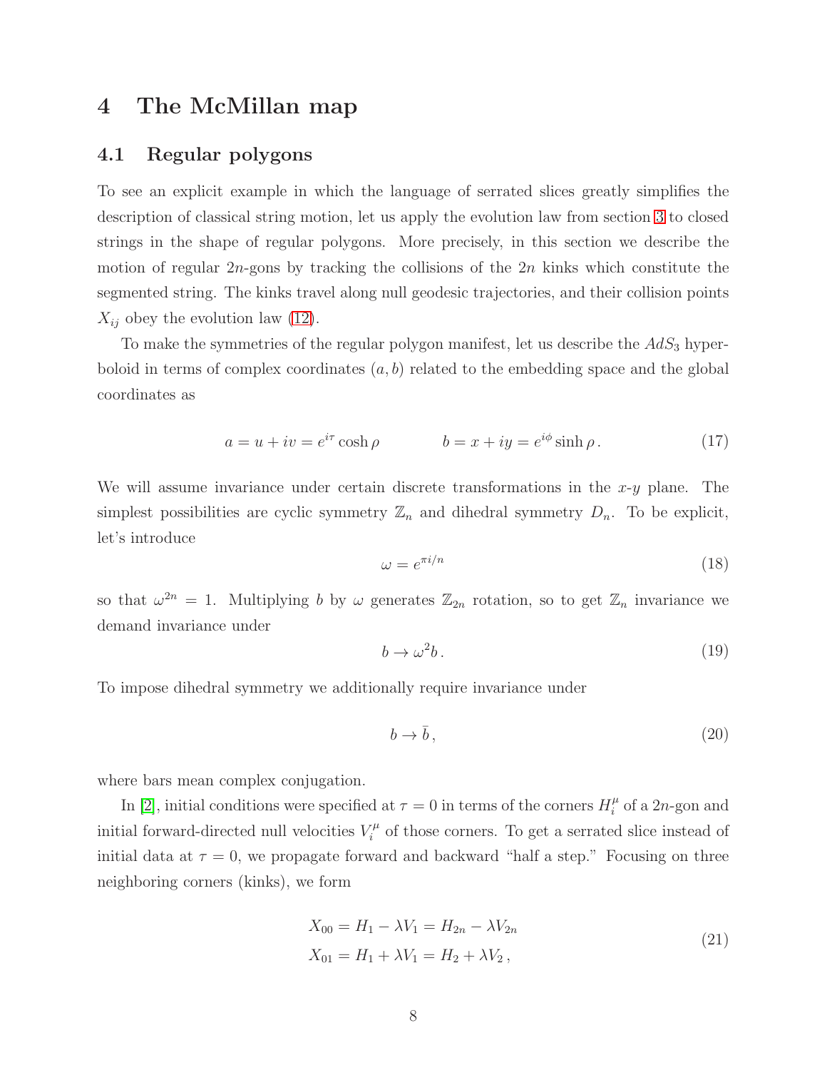# 4 The McMillan map

## 4.1 Regular polygons

To see an explicit example in which the language of serrated slices greatly simplifies the description of classical string motion, let us apply the evolution law from section 3 to closed strings in the shape of regular polygons. More precisely, in this section we describe the motion of regular $2n$-gons by tracking the collisions of the $2n$ kinks which constitute the segmented string. The kinks travel along null geodesic trajectories, and their collision points $X_{ij}$ obey the evolution law (12).

To make the symmetries of the regular polygon manifest, let us describe the $AdS_3$ hyperboloid in terms of complex coordinates $(a, b)$ related to the embedding space and the global coordinates as

$$a = u + iv = e^{i\tau} \cosh \rho \qquad\qquad b = x + iy = e^{i\phi} \sinh \rho \,. \tag{17}$$

We will assume invariance under certain discrete transformations in the $x$-$y$ plane. The simplest possibilities are cyclic symmetry $\mathbb{Z}_n$ and dihedral symmetry $D_n$. To be explicit, let's introduce

$$\omega = e^{\pi i/n} \tag{18}$$

so that $\omega^{2n} = 1$. Multiplying $b$ by $\omega$ generates $\mathbb{Z}_{2n}$ rotation, so to get $\mathbb{Z}_n$ invariance we demand invariance under

$$b \to \omega^2 b \,. \tag{19}$$

To impose dihedral symmetry we additionally require invariance under

$$b \to \bar{b} \,, \tag{20}$$

where bars mean complex conjugation.

In [2], initial conditions were specified at $\tau = 0$ in terms of the corners $H_i^\mu$ of a $2n$-gon and initial forward-directed null velocities $V_i^\mu$ of those corners. To get a serrated slice instead of initial data at $\tau = 0$, we propagate forward and backward "half a step." Focusing on three neighboring corners (kinks), we form

$$\begin{aligned} X_{00} &= H_1 - \lambda V_1 = H_{2n} - \lambda V_{2n} \\ X_{01} &= H_1 + \lambda V_1 = H_2 + \lambda V_2 \,, \end{aligned} \tag{21}$$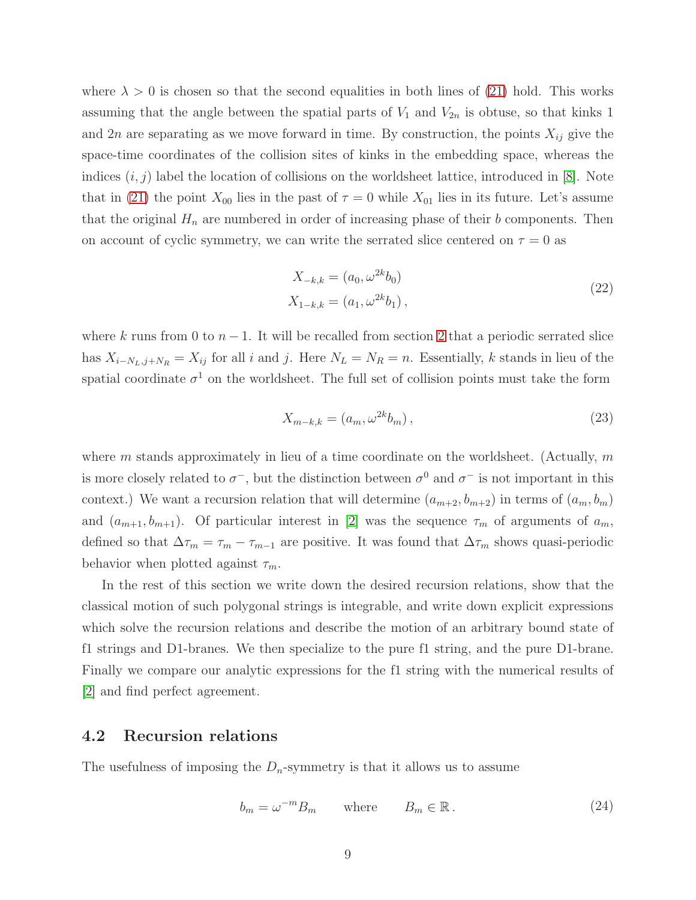where $\lambda > 0$ is chosen so that the second equalities in both lines of (21) hold. This works assuming that the angle between the spatial parts of $V_1$ and $V_{2n}$ is obtuse, so that kinks 1 and $2n$ are separating as we move forward in time. By construction, the points $X_{ij}$ give the space-time coordinates of the collision sites of kinks in the embedding space, whereas the indices $(i, j)$ label the location of collisions on the worldsheet lattice, introduced in [8]. Note that in (21) the point $X_{00}$ lies in the past of $\tau = 0$ while $X_{01}$ lies in its future. Let's assume that the original $H_n$ are numbered in order of increasing phase of their $b$ components. Then on account of cyclic symmetry, we can write the serrated slice centered on $\tau = 0$ as

$$
\begin{aligned}
X_{-k,k} &= (a_0, \omega^{2k} b_0) \\
X_{1-k,k} &= (a_1, \omega^{2k} b_1) ,
\end{aligned}
\tag{22}
$$

where $k$ runs from 0 to $n - 1$. It will be recalled from section 2 that a periodic serrated slice has $X_{i-N_L, j+N_R} = X_{ij}$ for all $i$ and $j$. Here $N_L = N_R = n$. Essentially, $k$ stands in lieu of the spatial coordinate $\sigma^1$ on the worldsheet. The full set of collision points must take the form

$$
X_{m-k,k} = (a_m, \omega^{2k} b_m) , \tag{23}
$$

where $m$ stands approximately in lieu of a time coordinate on the worldsheet. (Actually, $m$ is more closely related to $\sigma^-$, but the distinction between $\sigma^0$ and $\sigma^-$ is not important in this context.) We want a recursion relation that will determine $(a_{m+2}, b_{m+2})$ in terms of $(a_m, b_m)$ and $(a_{m+1}, b_{m+1})$. Of particular interest in [2] was the sequence $\tau_m$ of arguments of $a_m$, defined so that $\Delta\tau_m = \tau_m - \tau_{m-1}$ are positive. It was found that $\Delta\tau_m$ shows quasi-periodic behavior when plotted against $\tau_m$.

In the rest of this section we write down the desired recursion relations, show that the classical motion of such polygonal strings is integrable, and write down explicit expressions which solve the recursion relations and describe the motion of an arbitrary bound state of f1 strings and D1-branes. We then specialize to the pure f1 string, and the pure D1-brane. Finally we compare our analytic expressions for the f1 string with the numerical results of [2] and find perfect agreement.

## 4.2 Recursion relations

The usefulness of imposing the $D_n$-symmetry is that it allows us to assume

$$
b_m = \omega^{-m} B_m \qquad \text{where} \qquad B_m \in \mathbb{R} . \tag{24}
$$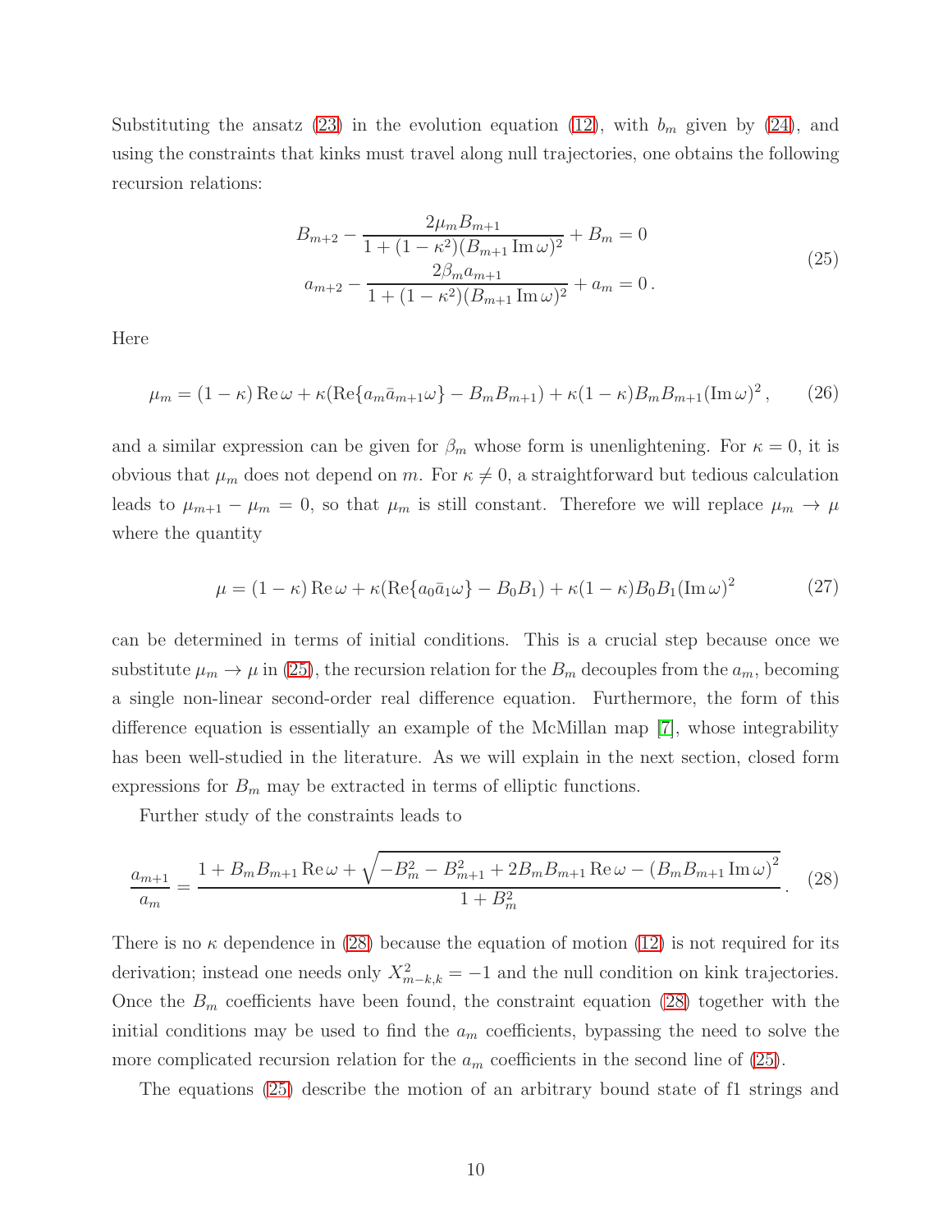Substituting the ansatz (23) in the evolution equation (12), with $b_m$ given by (24), and using the constraints that kinks must travel along null trajectories, one obtains the following recursion relations:

$$
\begin{aligned}
B_{m+2} - \frac{2\mu_m B_{m+1}}{1+(1-\kappa^2)(B_{m+1}\operatorname{Im}\omega)^2} + B_m = 0 \\
a_{m+2} - \frac{2\beta_m a_{m+1}}{1+(1-\kappa^2)(B_{m+1}\operatorname{Im}\omega)^2} + a_m = 0\,.
\end{aligned}
\tag{25}
$$

Here

$$
\mu_m = (1-\kappa)\operatorname{Re}\omega + \kappa(\operatorname{Re}\{a_m\bar{a}_{m+1}\omega\} - B_m B_{m+1}) + \kappa(1-\kappa)B_m B_{m+1}(\operatorname{Im}\omega)^2\,, \tag{26}
$$

and a similar expression can be given for $\beta_m$ whose form is unenlightening. For $\kappa = 0$, it is obvious that $\mu_m$ does not depend on $m$. For $\kappa \neq 0$, a straightforward but tedious calculation leads to $\mu_{m+1} - \mu_m = 0$, so that $\mu_m$ is still constant. Therefore we will replace $\mu_m \to \mu$ where the quantity

$$
\mu = (1-\kappa)\operatorname{Re}\omega + \kappa(\operatorname{Re}\{a_0\bar{a}_1\omega\} - B_0 B_1) + \kappa(1-\kappa)B_0 B_1(\operatorname{Im}\omega)^2 \tag{27}
$$

can be determined in terms of initial conditions. This is a crucial step because once we substitute $\mu_m \to \mu$ in (25), the recursion relation for the $B_m$ decouples from the $a_m$, becoming a single non-linear second-order real difference equation. Furthermore, the form of this difference equation is essentially an example of the McMillan map [7], whose integrability has been well-studied in the literature. As we will explain in the next section, closed form expressions for $B_m$ may be extracted in terms of elliptic functions.

Further study of the constraints leads to

$$
\frac{a_{m+1}}{a_m} = \frac{1 + B_m B_{m+1}\operatorname{Re}\omega + \sqrt{-B_m^2 - B_{m+1}^2 + 2B_m B_{m+1}\operatorname{Re}\omega - (B_m B_{m+1}\operatorname{Im}\omega)^2}}{1+B_m^2}\,. \tag{28}
$$

There is no $\kappa$ dependence in (28) because the equation of motion (12) is not required for its derivation; instead one needs only $X_{m-k,k}^2 = -1$ and the null condition on kink trajectories. Once the $B_m$ coefficients have been found, the constraint equation (28) together with the initial conditions may be used to find the $a_m$ coefficients, bypassing the need to solve the more complicated recursion relation for the $a_m$ coefficients in the second line of (25).

The equations (25) describe the motion of an arbitrary bound state of f1 strings and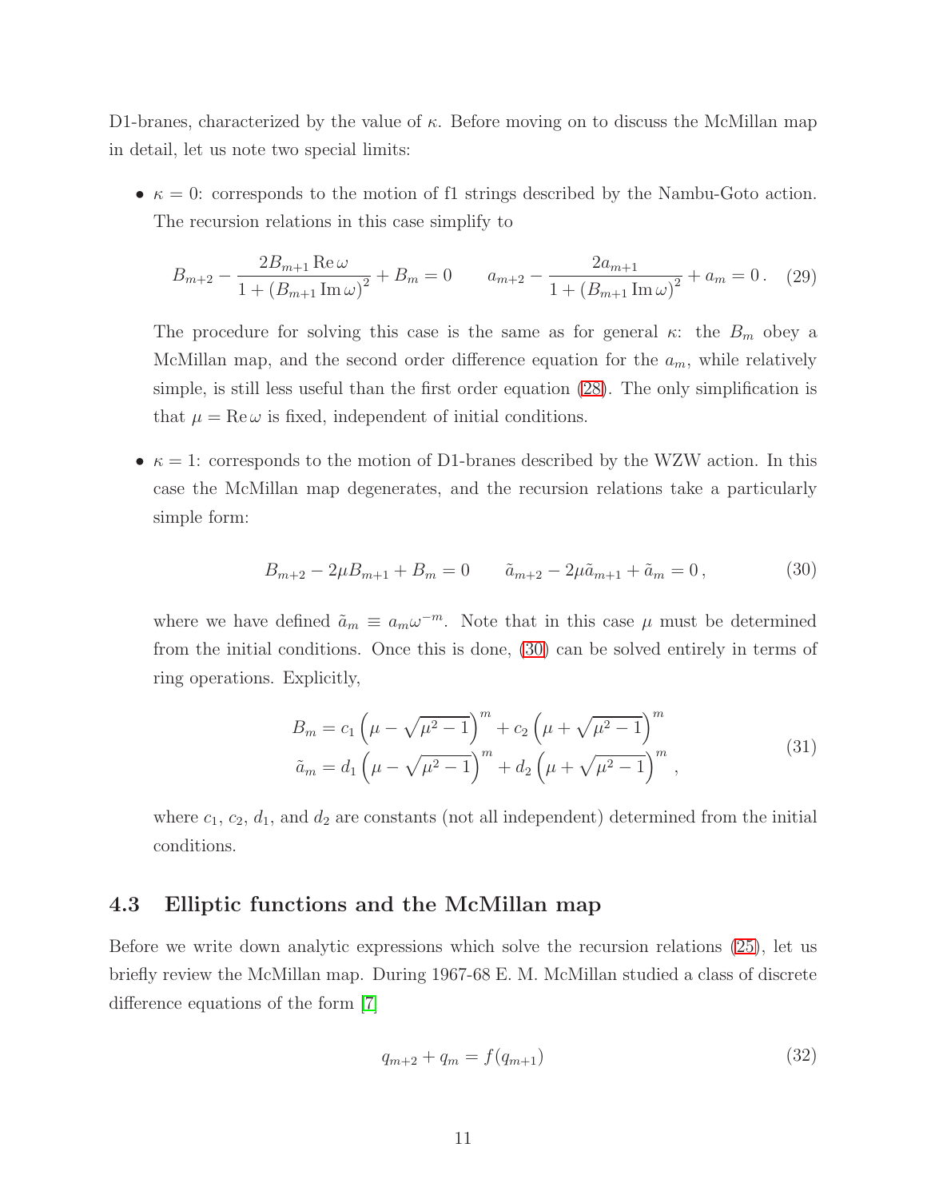D1-branes, characterized by the value of $\kappa$. Before moving on to discuss the McMillan map in detail, let us note two special limits:

- $\kappa = 0$: corresponds to the motion of f1 strings described by the Nambu-Goto action. The recursion relations in this case simplify to

$$B_{m+2} - \frac{2B_{m+1}\,\mathrm{Re}\,\omega}{1 + (B_{m+1}\,\mathrm{Im}\,\omega)^2} + B_m = 0 \qquad a_{m+2} - \frac{2a_{m+1}}{1 + (B_{m+1}\,\mathrm{Im}\,\omega)^2} + a_m = 0\,. \tag{29}$$

  The procedure for solving this case is the same as for general $\kappa$: the $B_m$ obey a McMillan map, and the second order difference equation for the $a_m$, while relatively simple, is still less useful than the first order equation (28). The only simplification is that $\mu = \mathrm{Re}\,\omega$ is fixed, independent of initial conditions.

- $\kappa = 1$: corresponds to the motion of D1-branes described by the WZW action. In this case the McMillan map degenerates, and the recursion relations take a particularly simple form:

$$B_{m+2} - 2\mu B_{m+1} + B_m = 0 \qquad \tilde{a}_{m+2} - 2\mu \tilde{a}_{m+1} + \tilde{a}_m = 0\,, \tag{30}$$

  where we have defined $\tilde{a}_m \equiv a_m \omega^{-m}$. Note that in this case $\mu$ must be determined from the initial conditions. Once this is done, (30) can be solved entirely in terms of ring operations. Explicitly,

$$\begin{aligned} B_m &= c_1\left(\mu - \sqrt{\mu^2 - 1}\right)^m + c_2\left(\mu + \sqrt{\mu^2 - 1}\right)^m \\ \tilde{a}_m &= d_1\left(\mu - \sqrt{\mu^2 - 1}\right)^m + d_2\left(\mu + \sqrt{\mu^2 - 1}\right)^m\,, \end{aligned} \tag{31}$$

  where $c_1$, $c_2$, $d_1$, and $d_2$ are constants (not all independent) determined from the initial conditions.

### 4.3 Elliptic functions and the McMillan map

Before we write down analytic expressions which solve the recursion relations (25), let us briefly review the McMillan map. During 1967-68 E. M. McMillan studied a class of discrete difference equations of the form [7]

$$q_{m+2} + q_m = f(q_{m+1}) \tag{32}$$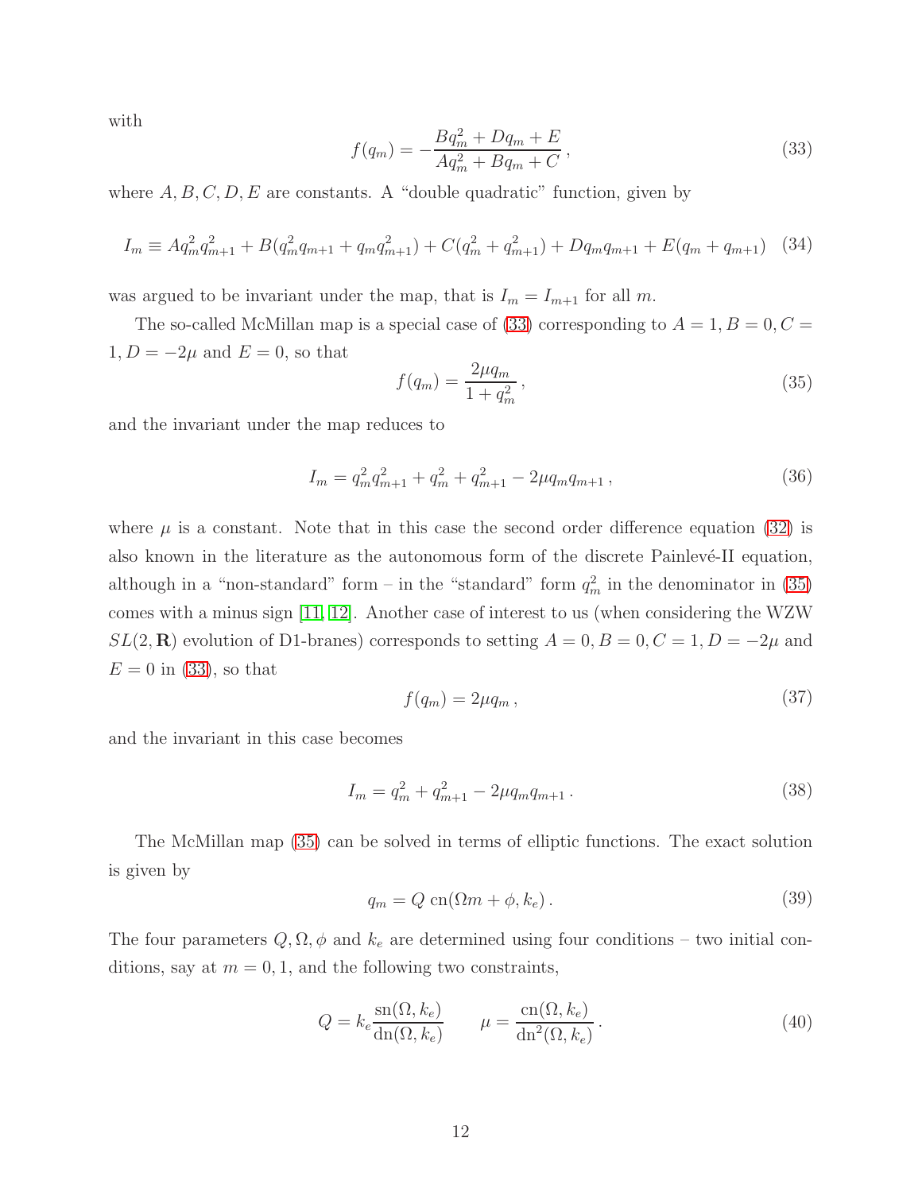with

$$
f(q_m) = -\frac{Bq_m^2 + Dq_m + E}{Aq_m^2 + Bq_m + C}\,, \tag{33}
$$

where $A, B, C, D, E$ are constants. A "double quadratic" function, given by

$$
I_m \equiv Aq_m^2 q_{m+1}^2 + B(q_m^2 q_{m+1} + q_m q_{m+1}^2) + C(q_m^2 + q_{m+1}^2) + Dq_m q_{m+1} + E(q_m + q_{m+1}) \tag{34}
$$

was argued to be invariant under the map, that is $I_m = I_{m+1}$ for all $m$.

The so-called McMillan map is a special case of (33) corresponding to $A = 1, B = 0, C = 1, D = -2\mu$ and $E = 0$, so that

$$
f(q_m) = \frac{2\mu q_m}{1 + q_m^2}\,, \tag{35}
$$

and the invariant under the map reduces to

$$
I_m = q_m^2 q_{m+1}^2 + q_m^2 + q_{m+1}^2 - 2\mu q_m q_{m+1}\,, \tag{36}
$$

where $\mu$ is a constant. Note that in this case the second order difference equation (32) is also known in the literature as the autonomous form of the discrete Painlevé-II equation, although in a "non-standard" form – in the "standard" form $q_m^2$ in the denominator in (35) comes with a minus sign [11, 12]. Another case of interest to us (when considering the WZW $SL(2, \mathbf{R})$ evolution of D1-branes) corresponds to setting $A = 0, B = 0, C = 1, D = -2\mu$ and $E = 0$ in (33), so that

$$
f(q_m) = 2\mu q_m\,, \tag{37}
$$

and the invariant in this case becomes

$$
I_m = q_m^2 + q_{m+1}^2 - 2\mu q_m q_{m+1}\,. \tag{38}
$$

The McMillan map (35) can be solved in terms of elliptic functions. The exact solution is given by

$$
q_m = Q\ \mathrm{cn}(\Omega m + \phi, k_e)\,. \tag{39}
$$

The four parameters $Q, \Omega, \phi$ and $k_e$ are determined using four conditions – two initial conditions, say at $m = 0, 1$, and the following two constraints,

$$
Q = k_e \frac{\mathrm{sn}(\Omega, k_e)}{\mathrm{dn}(\Omega, k_e)} \qquad \mu = \frac{\mathrm{cn}(\Omega, k_e)}{\mathrm{dn}^2(\Omega, k_e)}\,. \tag{40}
$$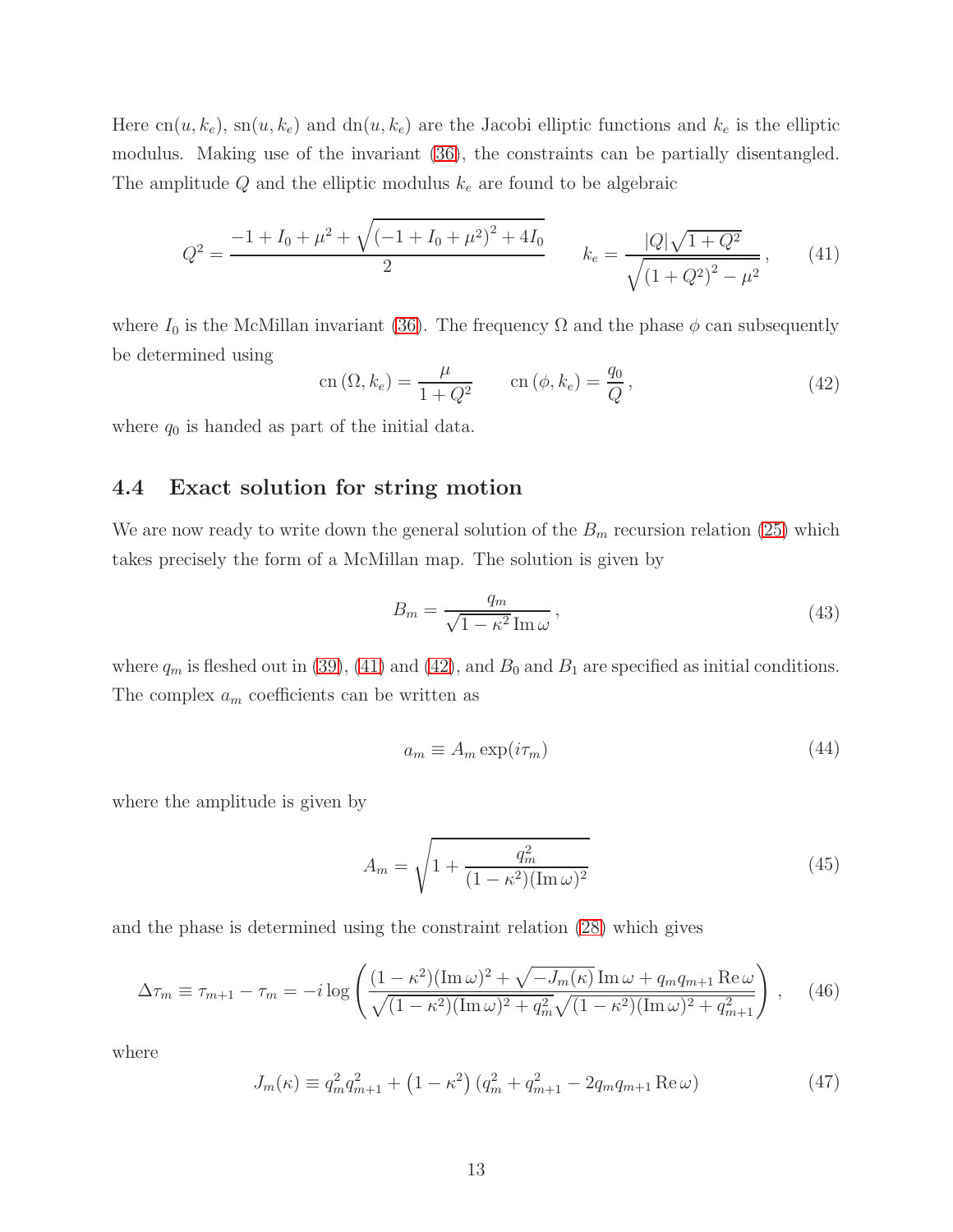Here $\text{cn}(u, k_e)$, $\text{sn}(u, k_e)$ and $\text{dn}(u, k_e)$ are the Jacobi elliptic functions and $k_e$ is the elliptic modulus. Making use of the invariant (36), the constraints can be partially disentangled. The amplitude $Q$ and the elliptic modulus $k_e$ are found to be algebraic

$$Q^2 = \frac{-1 + I_0 + \mu^2 + \sqrt{(-1 + I_0 + \mu^2)^2 + 4I_0}}{2} \qquad k_e = \frac{|Q|\sqrt{1+Q^2}}{\sqrt{(1+Q^2)^2 - \mu^2}}\,, \tag{41}$$

where $I_0$ is the McMillan invariant (36). The frequency $\Omega$ and the phase $\phi$ can subsequently be determined using

$$\text{cn}\,(\Omega, k_e) = \frac{\mu}{1+Q^2} \qquad \text{cn}\,(\phi, k_e) = \frac{q_0}{Q}\,, \tag{42}$$

where $q_0$ is handed as part of the initial data.

### 4.4 Exact solution for string motion

We are now ready to write down the general solution of the $B_m$ recursion relation (25) which takes precisely the form of a McMillan map. The solution is given by

$$B_m = \frac{q_m}{\sqrt{1-\kappa^2}\,\text{Im}\,\omega}\,, \tag{43}$$

where $q_m$ is fleshed out in (39), (41) and (42), and $B_0$ and $B_1$ are specified as initial conditions. The complex $a_m$ coefficients can be written as

$$a_m \equiv A_m \exp(i\tau_m) \tag{44}$$

where the amplitude is given by

$$A_m = \sqrt{1 + \frac{q_m^2}{(1-\kappa^2)(\text{Im}\,\omega)^2}} \tag{45}$$

and the phase is determined using the constraint relation (28) which gives

$$\Delta\tau_m \equiv \tau_{m+1} - \tau_m = -i\log\left(\frac{(1-\kappa^2)(\text{Im}\,\omega)^2 + \sqrt{-J_m(\kappa)}\,\text{Im}\,\omega + q_m q_{m+1}\,\text{Re}\,\omega}{\sqrt{(1-\kappa^2)(\text{Im}\,\omega)^2 + q_m^2}\sqrt{(1-\kappa^2)(\text{Im}\,\omega)^2 + q_{m+1}^2}}\right)\,, \tag{46}$$

where

$$J_m(\kappa) \equiv q_m^2 q_{m+1}^2 + \left(1-\kappa^2\right)\left(q_m^2 + q_{m+1}^2 - 2q_m q_{m+1}\,\text{Re}\,\omega\right) \tag{47}$$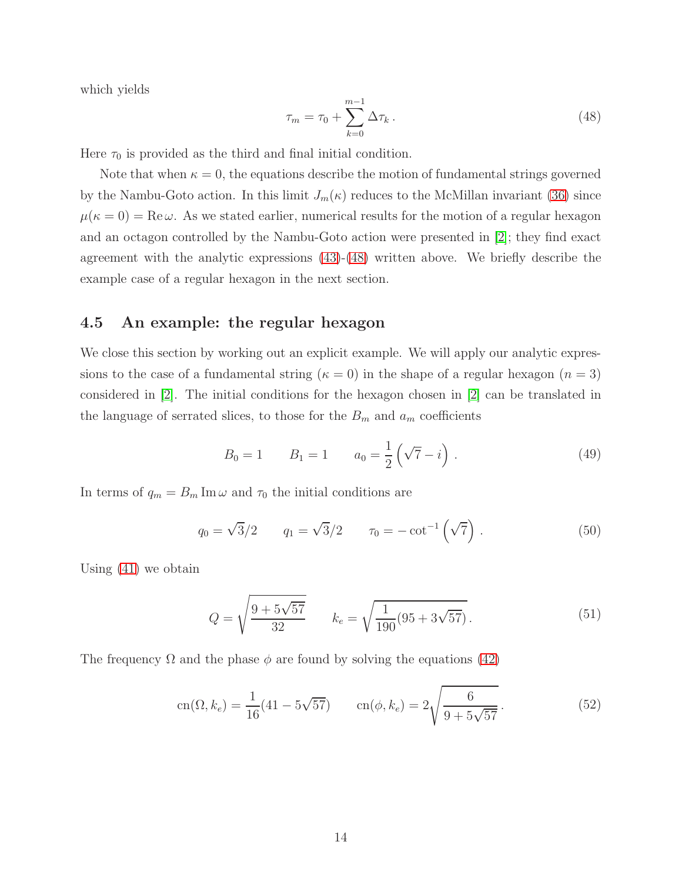which yields

$$\tau_m = \tau_0 + \sum_{k=0}^{m-1} \Delta\tau_k\,. \tag{48}$$

Here $\tau_0$ is provided as the third and final initial condition.

Note that when $\kappa = 0$, the equations describe the motion of fundamental strings governed by the Nambu-Goto action. In this limit $J_m(\kappa)$ reduces to the McMillan invariant (36) since $\mu(\kappa = 0) = \mathrm{Re}\,\omega$. As we stated earlier, numerical results for the motion of a regular hexagon and an octagon controlled by the Nambu-Goto action were presented in [2]; they find exact agreement with the analytic expressions (43)-(48) written above. We briefly describe the example case of a regular hexagon in the next section.

### 4.5 An example: the regular hexagon

We close this section by working out an explicit example. We will apply our analytic expressions to the case of a fundamental string ($\kappa = 0$) in the shape of a regular hexagon ($n = 3$) considered in [2]. The initial conditions for the hexagon chosen in [2] can be translated in the language of serrated slices, to those for the $B_m$ and $a_m$ coefficients

$$B_0 = 1 \qquad B_1 = 1 \qquad a_0 = \frac{1}{2}\left(\sqrt{7} - i\right)\,. \tag{49}$$

In terms of $q_m = B_m\,\mathrm{Im}\,\omega$ and $\tau_0$ the initial conditions are

$$q_0 = \sqrt{3}/2 \qquad q_1 = \sqrt{3}/2 \qquad \tau_0 = -\cot^{-1}\left(\sqrt{7}\right)\,. \tag{50}$$

Using (41) we obtain

$$Q = \sqrt{\frac{9+5\sqrt{57}}{32}} \qquad k_e = \sqrt{\frac{1}{190}(95+3\sqrt{57})}\,. \tag{51}$$

The frequency $\Omega$ and the phase $\phi$ are found by solving the equations (42)

$$\mathrm{cn}(\Omega, k_e) = \frac{1}{16}(41 - 5\sqrt{57}) \qquad \mathrm{cn}(\phi, k_e) = 2\sqrt{\frac{6}{9+5\sqrt{57}}}\,. \tag{52}$$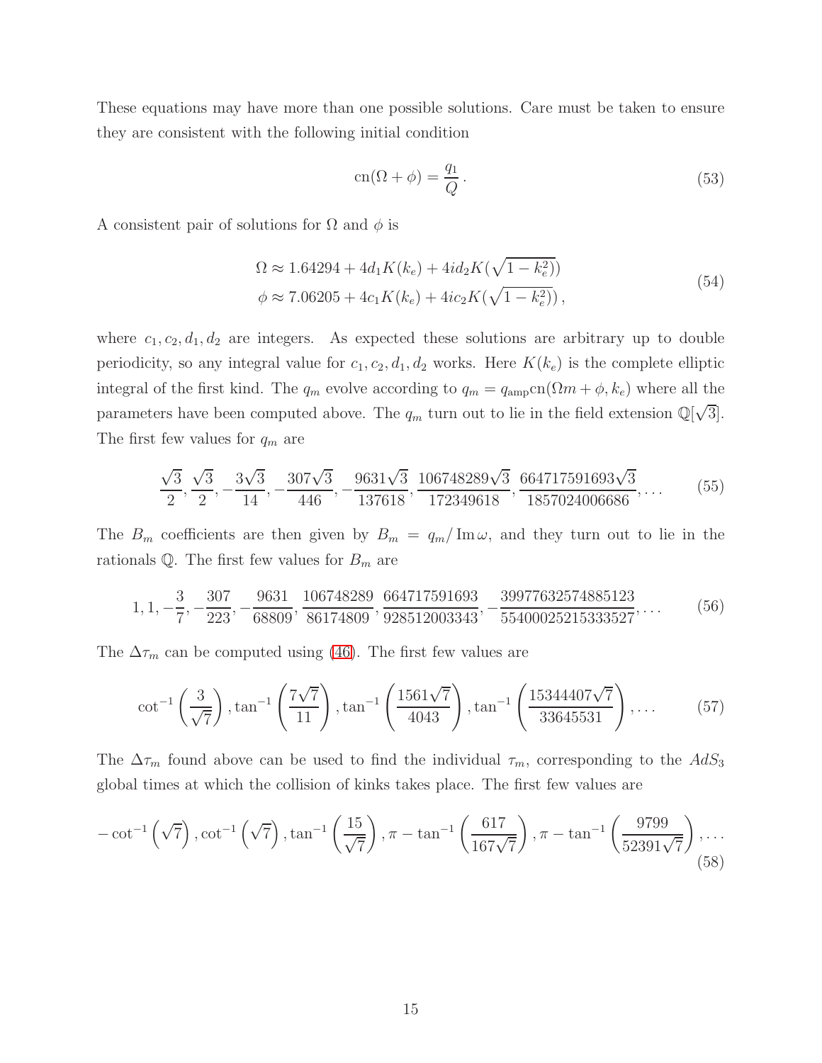These equations may have more than one possible solutions. Care must be taken to ensure they are consistent with the following initial condition

$$\mathrm{cn}(\Omega + \phi) = \frac{q_1}{Q}\,. \tag{53}$$

A consistent pair of solutions for $\Omega$ and $\phi$ is

$$\begin{aligned} \Omega &\approx 1.64294 + 4d_1 K(k_e) + 4id_2 K(\sqrt{1-k_e^2})) \\ \phi &\approx 7.06205 + 4c_1 K(k_e) + 4ic_2 K(\sqrt{1-k_e^2}))\,, \end{aligned} \tag{54}$$

where $c_1, c_2, d_1, d_2$ are integers. As expected these solutions are arbitrary up to double periodicity, so any integral value for $c_1, c_2, d_1, d_2$ works. Here $K(k_e)$ is the complete elliptic integral of the first kind. The $q_m$ evolve according to $q_m = q_{\mathrm{amp}}\mathrm{cn}(\Omega m + \phi, k_e)$ where all the parameters have been computed above. The $q_m$ turn out to lie in the field extension $\mathbb{Q}[\sqrt{3}]$. The first few values for $q_m$ are

$$\frac{\sqrt{3}}{2}, \frac{\sqrt{3}}{2}, -\frac{3\sqrt{3}}{14}, -\frac{307\sqrt{3}}{446}, -\frac{9631\sqrt{3}}{137618}, \frac{106748289\sqrt{3}}{172349618}, \frac{664717591693\sqrt{3}}{1857024006686}, \ldots \tag{55}$$

The $B_m$ coefficients are then given by $B_m = q_m/\operatorname{Im}\omega$, and they turn out to lie in the rationals $\mathbb{Q}$. The first few values for $B_m$ are

$$1, 1, -\frac{3}{7}, -\frac{307}{223}, -\frac{9631}{68809}, \frac{106748289}{86174809}, \frac{664717591693}{928512003343}, -\frac{39977632574885123}{55400025215333527}, \ldots \tag{56}$$

The $\Delta\tau_m$ can be computed using (46). The first few values are

$$\cot^{-1}\left(\frac{3}{\sqrt{7}}\right), \tan^{-1}\left(\frac{7\sqrt{7}}{11}\right), \tan^{-1}\left(\frac{1561\sqrt{7}}{4043}\right), \tan^{-1}\left(\frac{15344407\sqrt{7}}{33645531}\right), \ldots \tag{57}$$

The $\Delta\tau_m$ found above can be used to find the individual $\tau_m$, corresponding to the $AdS_3$ global times at which the collision of kinks takes place. The first few values are

$$-\cot^{-1}\left(\sqrt{7}\right), \cot^{-1}\left(\sqrt{7}\right), \tan^{-1}\left(\frac{15}{\sqrt{7}}\right), \pi - \tan^{-1}\left(\frac{617}{167\sqrt{7}}\right), \pi - \tan^{-1}\left(\frac{9799}{52391\sqrt{7}}\right), \ldots \tag{58}$$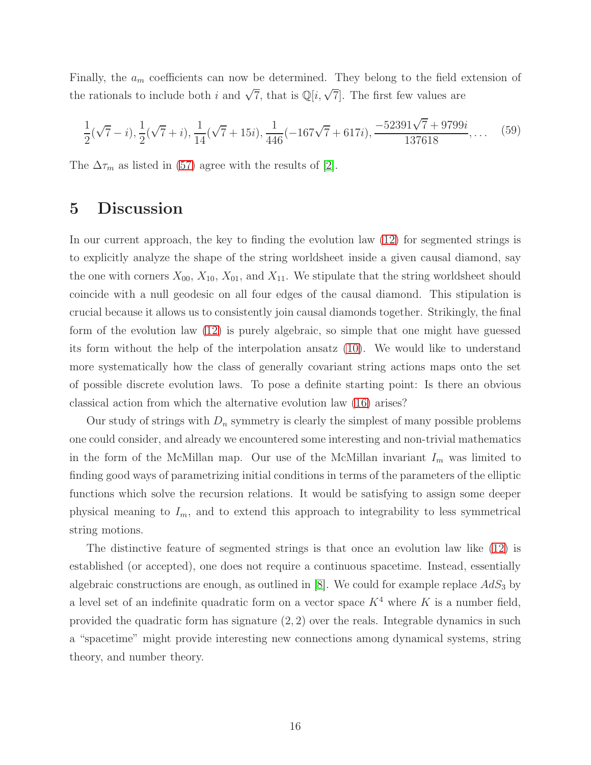Finally, the $a_m$ coefficients can now be determined. They belong to the field extension of the rationals to include both $i$ and $\sqrt{7}$, that is $\mathbb{Q}[i, \sqrt{7}]$. The first few values are

$$\frac{1}{2}(\sqrt{7}-i), \frac{1}{2}(\sqrt{7}+i), \frac{1}{14}(\sqrt{7}+15i), \frac{1}{446}(-167\sqrt{7}+617i), \frac{-52391\sqrt{7}+9799i}{137618}, \ldots \tag{59}$$

The $\Delta\tau_m$ as listed in (57) agree with the results of [2].

# 5 Discussion

In our current approach, the key to finding the evolution law (12) for segmented strings is to explicitly analyze the shape of the string worldsheet inside a given causal diamond, say the one with corners $X_{00}$, $X_{10}$, $X_{01}$, and $X_{11}$. We stipulate that the string worldsheet should coincide with a null geodesic on all four edges of the causal diamond. This stipulation is crucial because it allows us to consistently join causal diamonds together. Strikingly, the final form of the evolution law (12) is purely algebraic, so simple that one might have guessed its form without the help of the interpolation ansatz (10). We would like to understand more systematically how the class of generally covariant string actions maps onto the set of possible discrete evolution laws. To pose a definite starting point: Is there an obvious classical action from which the alternative evolution law (16) arises?

Our study of strings with $D_n$ symmetry is clearly the simplest of many possible problems one could consider, and already we encountered some interesting and non-trivial mathematics in the form of the McMillan map. Our use of the McMillan invariant $I_m$ was limited to finding good ways of parametrizing initial conditions in terms of the parameters of the elliptic functions which solve the recursion relations. It would be satisfying to assign some deeper physical meaning to $I_m$, and to extend this approach to integrability to less symmetrical string motions.

The distinctive feature of segmented strings is that once an evolution law like (12) is established (or accepted), one does not require a continuous spacetime. Instead, essentially algebraic constructions are enough, as outlined in [8]. We could for example replace $AdS_3$ by a level set of an indefinite quadratic form on a vector space $K^4$ where $K$ is a number field, provided the quadratic form has signature $(2, 2)$ over the reals. Integrable dynamics in such a "spacetime" might provide interesting new connections among dynamical systems, string theory, and number theory.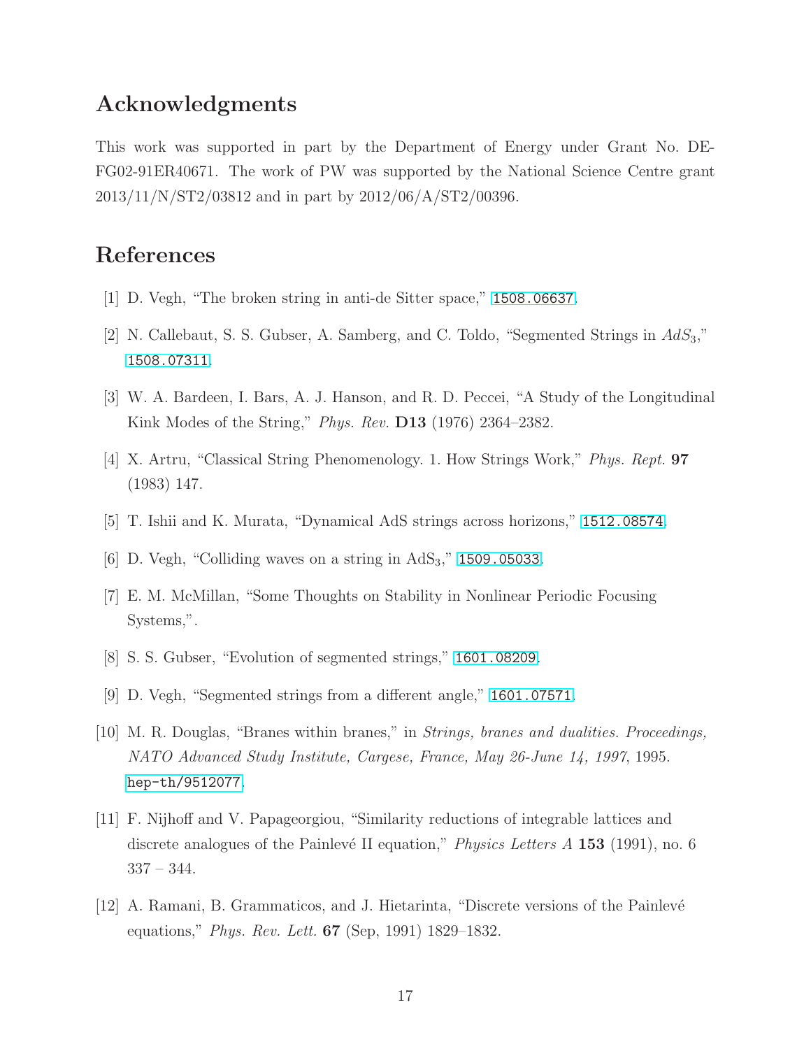## Acknowledgments

This work was supported in part by the Department of Energy under Grant No. DE-FG02-91ER40671. The work of PW was supported by the National Science Centre grant 2013/11/N/ST2/03812 and in part by 2012/06/A/ST2/00396.

## References

[1] D. Vegh, "The broken string in anti-de Sitter space," 1508.06637.

[2] N. Callebaut, S. S. Gubser, A. Samberg, and C. Toldo, "Segmented Strings in $AdS_3$," 1508.07311.

[3] W. A. Bardeen, I. Bars, A. J. Hanson, and R. D. Peccei, "A Study of the Longitudinal Kink Modes of the String," *Phys. Rev.* **D13** (1976) 2364–2382.

[4] X. Artru, "Classical String Phenomenology. 1. How Strings Work," *Phys. Rept.* **97** (1983) 147.

[5] T. Ishii and K. Murata, "Dynamical AdS strings across horizons," 1512.08574.

[6] D. Vegh, "Colliding waves on a string in $\mathrm{AdS}_3$," 1509.05033.

[7] E. M. McMillan, "Some Thoughts on Stability in Nonlinear Periodic Focusing Systems,".

[8] S. S. Gubser, "Evolution of segmented strings," 1601.08209.

[9] D. Vegh, "Segmented strings from a different angle," 1601.07571.

[10] M. R. Douglas, "Branes within branes," in *Strings, branes and dualities. Proceedings, NATO Advanced Study Institute, Cargese, France, May 26-June 14, 1997*, 1995. hep-th/9512077.

[11] F. Nijhoff and V. Papageorgiou, "Similarity reductions of integrable lattices and discrete analogues of the Painlevé II equation," *Physics Letters A* **153** (1991), no. 6 337 – 344.

[12] A. Ramani, B. Grammaticos, and J. Hietarinta, "Discrete versions of the Painlevé equations," *Phys. Rev. Lett.* **67** (Sep, 1991) 1829–1832.